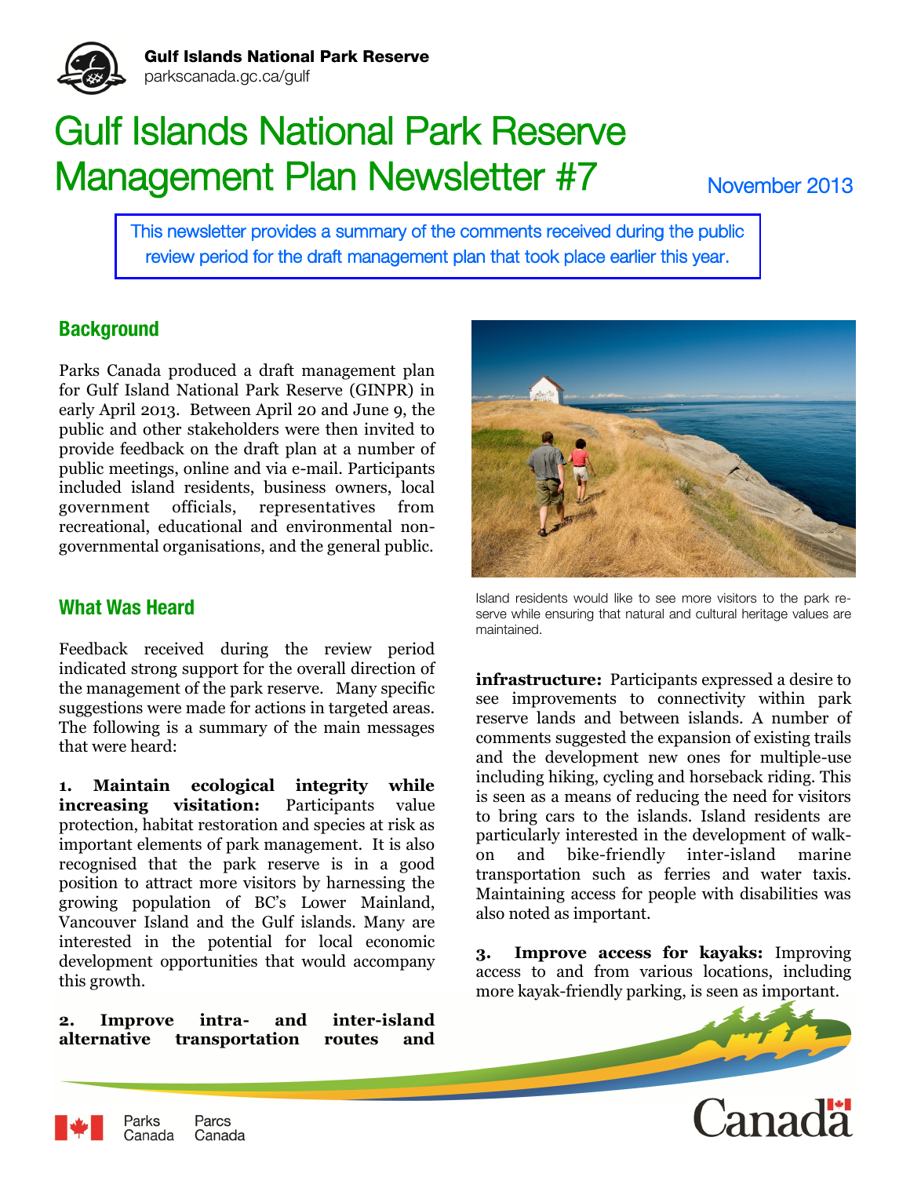**Gulf Islands National Park Reserve**
parkscanada.gc.ca/gulf

# Gulf Islands National Park Reserve Management Plan Newsletter #7

November 2013

This newsletter provides a summary of the comments received during the public review period for the draft management plan that took place earlier this year.

## Background

Parks Canada produced a draft management plan for Gulf Island National Park Reserve (GINPR) in early April 2013. Between April 20 and June 9, the public and other stakeholders were then invited to provide feedback on the draft plan at a number of public meetings, online and via e-mail. Participants included island residents, business owners, local government officials, representatives from recreational, educational and environmental non-governmental organisations, and the general public.

Island residents would like to see more visitors to the park reserve while ensuring that natural and cultural heritage values are maintained.

## What Was Heard

Feedback received during the review period indicated strong support for the overall direction of the management of the park reserve. Many specific suggestions were made for actions in targeted areas. The following is a summary of the main messages that were heard:

**1. Maintain ecological integrity while increasing visitation:** Participants value protection, habitat restoration and species at risk as important elements of park management. It is also recognised that the park reserve is in a good position to attract more visitors by harnessing the growing population of BC's Lower Mainland, Vancouver Island and the Gulf islands. Many are interested in the potential for local economic development opportunities that would accompany this growth.

**2. Improve intra- and inter-island alternative transportation routes and infrastructure:** Participants expressed a desire to see improvements to connectivity within park reserve lands and between islands. A number of comments suggested the expansion of existing trails and the development new ones for multiple-use including hiking, cycling and horseback riding. This is seen as a means of reducing the need for visitors to bring cars to the islands. Island residents are particularly interested in the development of walk-on and bike-friendly inter-island marine transportation such as ferries and water taxis. Maintaining access for people with disabilities was also noted as important.

**3. Improve access for kayaks:** Improving access to and from various locations, including more kayak-friendly parking, is seen as important.

Parks Canada | Parcs Canada

Canada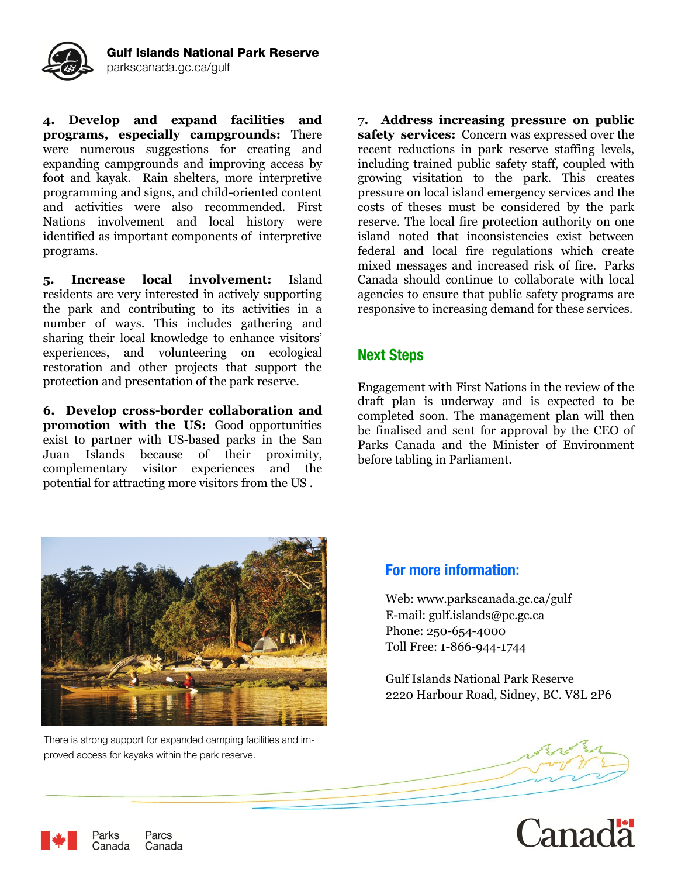**4. Develop and expand facilities and programs, especially campgrounds:** There were numerous suggestions for creating and expanding campgrounds and improving access by foot and kayak. Rain shelters, more interpretive programming and signs, and child-oriented content and activities were also recommended. First Nations involvement and local history were identified as important components of interpretive programs.

**5. Increase local involvement:** Island residents are very interested in actively supporting the park and contributing to its activities in a number of ways. This includes gathering and sharing their local knowledge to enhance visitors' experiences, and volunteering on ecological restoration and other projects that support the protection and presentation of the park reserve.

**6. Develop cross-border collaboration and promotion with the US:** Good opportunities exist to partner with US-based parks in the San Juan Islands because of their proximity, complementary visitor experiences and the potential for attracting more visitors from the US .

**7. Address increasing pressure on public safety services:** Concern was expressed over the recent reductions in park reserve staffing levels, including trained public safety staff, coupled with growing visitation to the park. This creates pressure on local island emergency services and the costs of theses must be considered by the park reserve. The local fire protection authority on one island noted that inconsistencies exist between federal and local fire regulations which create mixed messages and increased risk of fire. Parks Canada should continue to collaborate with local agencies to ensure that public safety programs are responsive to increasing demand for these services.

## Next Steps

Engagement with First Nations in the review of the draft plan is underway and is expected to be completed soon. The management plan will then be finalised and sent for approval by the CEO of Parks Canada and the Minister of Environment before tabling in Parliament.

There is strong support for expanded camping facilities and improved access for kayaks within the park reserve.

## For more information:

Web: www.parkscanada.gc.ca/gulf
E-mail: gulf.islands@pc.gc.ca
Phone: 250-654-4000
Toll Free: 1-866-944-1744

Gulf Islands National Park Reserve
2220 Harbour Road, Sidney, BC. V8L 2P6